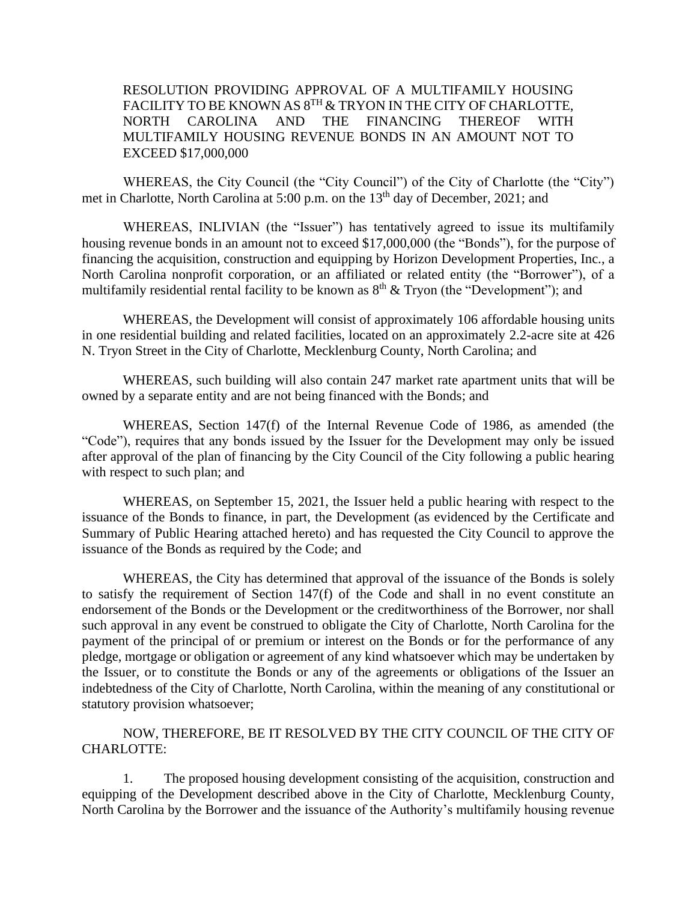RESOLUTION PROVIDING APPROVAL OF A MULTIFAMILY HOUSING FACILITY TO BE KNOWN AS 8TH & TRYON IN THE CITY OF CHARLOTTE, NORTH CAROLINA AND THE FINANCING THEREOF WITH MULTIFAMILY HOUSING REVENUE BONDS IN AN AMOUNT NOT TO EXCEED $17,000,000

WHEREAS, the City Council (the "City Council") of the City of Charlotte (the "City") met in Charlotte, North Carolina at 5:00 p.m. on the 13th day of December, 2021; and

WHEREAS, INLIVIAN (the "Issuer") has tentatively agreed to issue its multifamily housing revenue bonds in an amount not to exceed $17,000,000 (the "Bonds"), for the purpose of financing the acquisition, construction and equipping by Horizon Development Properties, Inc., a North Carolina nonprofit corporation, or an affiliated or related entity (the "Borrower"), of a multifamily residential rental facility to be known as 8th & Tryon (the "Development"); and

WHEREAS, the Development will consist of approximately 106 affordable housing units in one residential building and related facilities, located on an approximately 2.2-acre site at 426 N. Tryon Street in the City of Charlotte, Mecklenburg County, North Carolina; and

WHEREAS, such building will also contain 247 market rate apartment units that will be owned by a separate entity and are not being financed with the Bonds; and

WHEREAS, Section 147(f) of the Internal Revenue Code of 1986, as amended (the "Code"), requires that any bonds issued by the Issuer for the Development may only be issued after approval of the plan of financing by the City Council of the City following a public hearing with respect to such plan; and

WHEREAS, on September 15, 2021, the Issuer held a public hearing with respect to the issuance of the Bonds to finance, in part, the Development (as evidenced by the Certificate and Summary of Public Hearing attached hereto) and has requested the City Council to approve the issuance of the Bonds as required by the Code; and

WHEREAS, the City has determined that approval of the issuance of the Bonds is solely to satisfy the requirement of Section 147(f) of the Code and shall in no event constitute an endorsement of the Bonds or the Development or the creditworthiness of the Borrower, nor shall such approval in any event be construed to obligate the City of Charlotte, North Carolina for the payment of the principal of or premium or interest on the Bonds or for the performance of any pledge, mortgage or obligation or agreement of any kind whatsoever which may be undertaken by the Issuer, or to constitute the Bonds or any of the agreements or obligations of the Issuer an indebtedness of the City of Charlotte, North Carolina, within the meaning of any constitutional or statutory provision whatsoever;

NOW, THEREFORE, BE IT RESOLVED BY THE CITY COUNCIL OF THE CITY OF CHARLOTTE:

1. The proposed housing development consisting of the acquisition, construction and equipping of the Development described above in the City of Charlotte, Mecklenburg County, North Carolina by the Borrower and the issuance of the Authority's multifamily housing revenue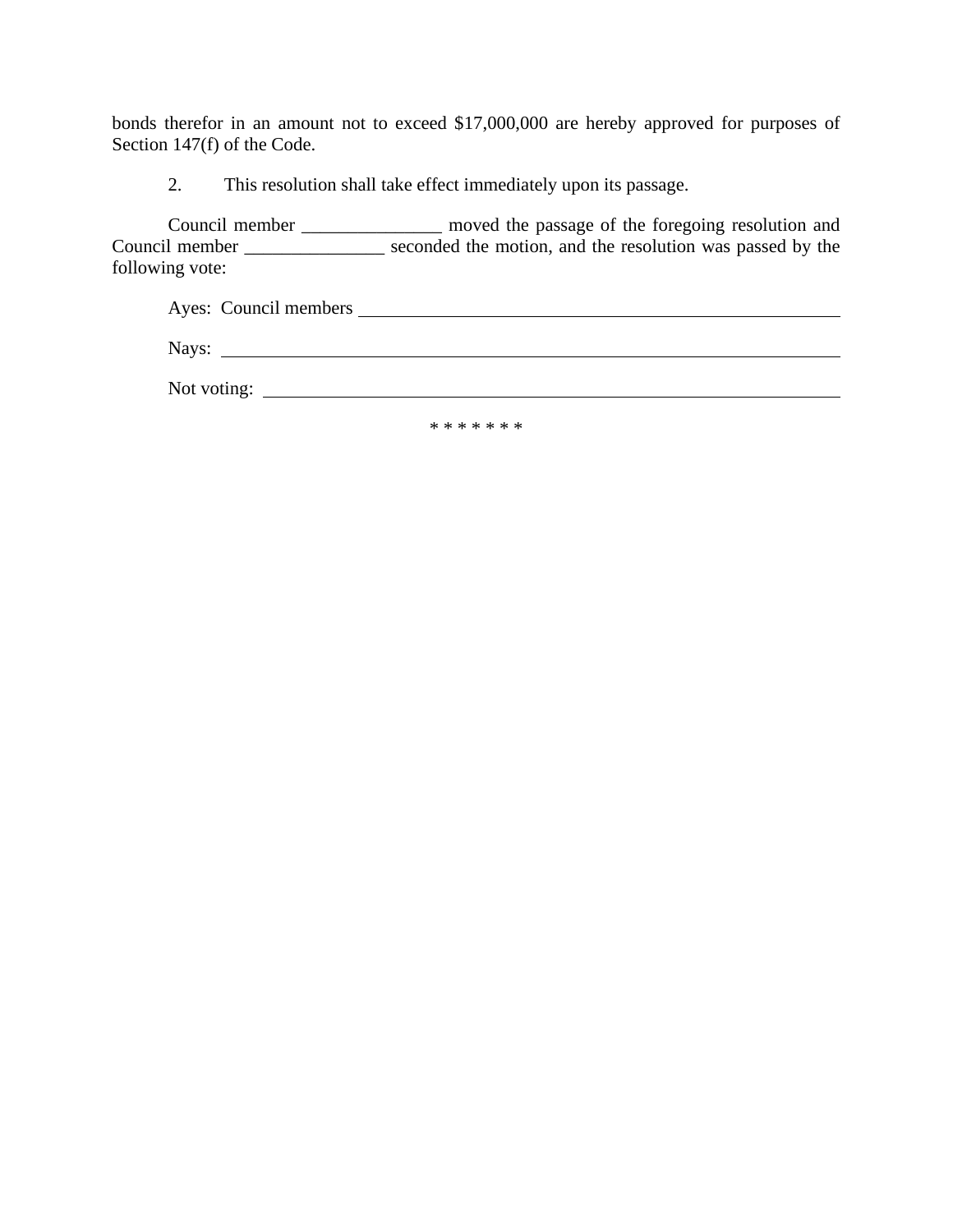bonds therefor in an amount not to exceed $17,000,000 are hereby approved for purposes of Section 147(f) of the Code.

2. This resolution shall take effect immediately upon its passage.

Council member _______________ moved the passage of the foregoing resolution and Council member _______________ seconded the motion, and the resolution was passed by the following vote:

Ayes: Council members ____________________________________________________

Nays: ____________________________________________________

Not voting: ____________________________________________________

\* \* \* \* \* \* \*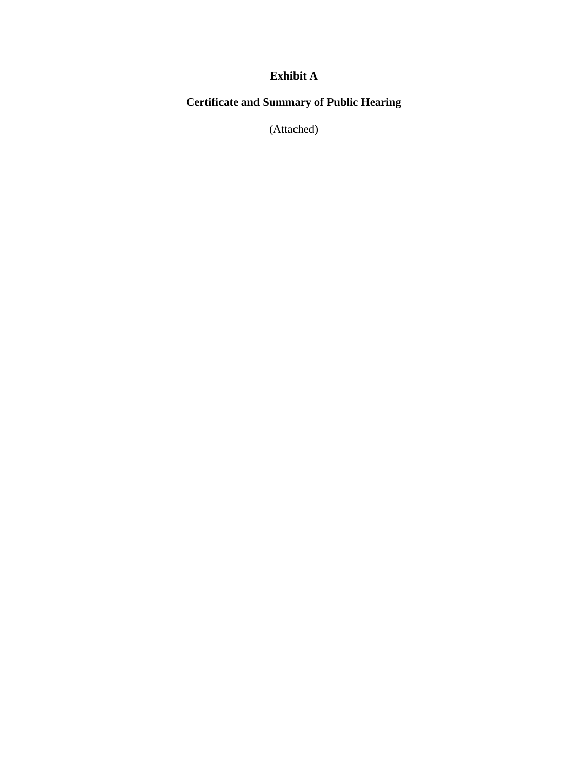# Exhibit A

## Certificate and Summary of Public Hearing

(Attached)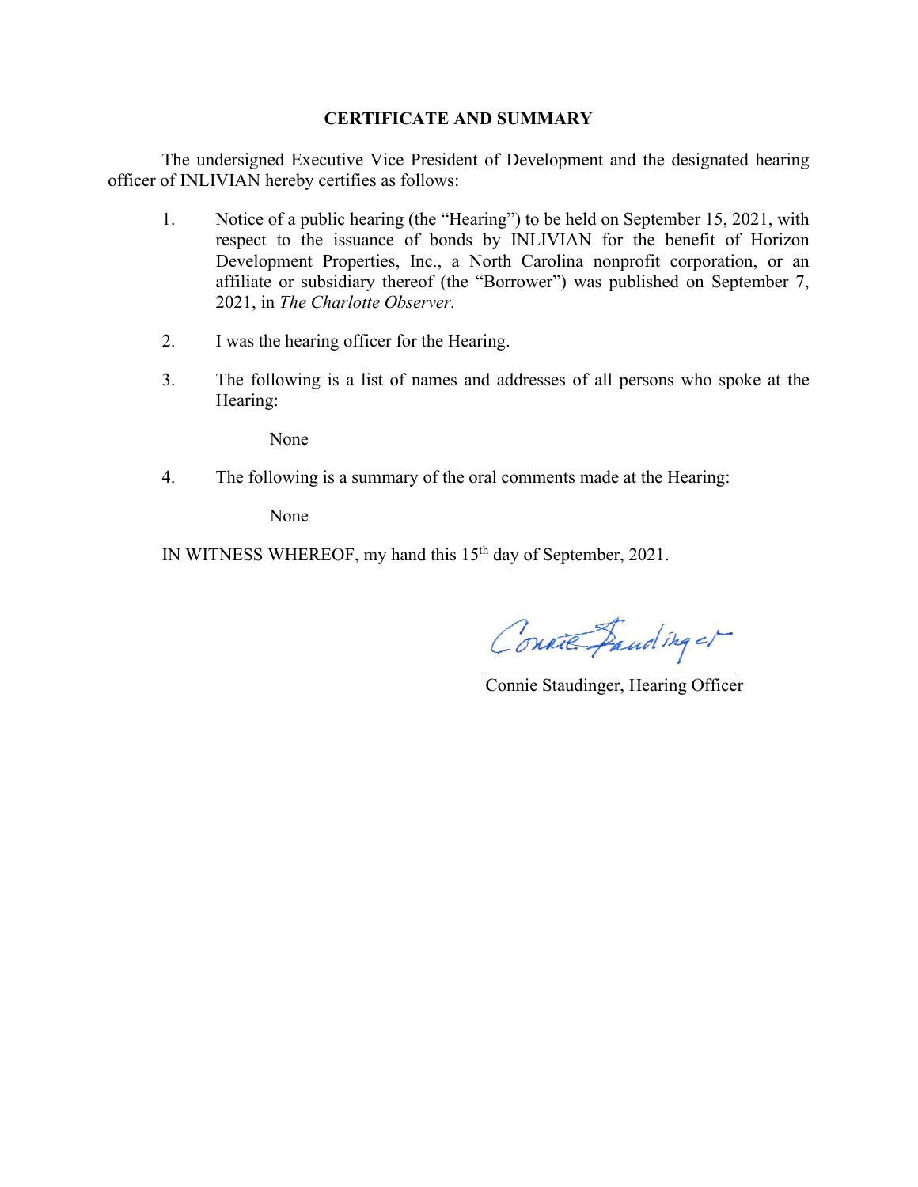## CERTIFICATE AND SUMMARY

The undersigned Executive Vice President of Development and the designated hearing officer of INLIVIAN hereby certifies as follows:

1. Notice of a public hearing (the "Hearing") to be held on September 15, 2021, with respect to the issuance of bonds by INLIVIAN for the benefit of Horizon Development Properties, Inc., a North Carolina nonprofit corporation, or an affiliate or subsidiary thereof (the "Borrower") was published on September 7, 2021, in *The Charlotte Observer.*

2. I was the hearing officer for the Hearing.

3. The following is a list of names and addresses of all persons who spoke at the Hearing:

   None

4. The following is a summary of the oral comments made at the Hearing:

   None

IN WITNESS WHEREOF, my hand this 15th day of September, 2021.

Connie Staudinger

Connie Staudinger, Hearing Officer